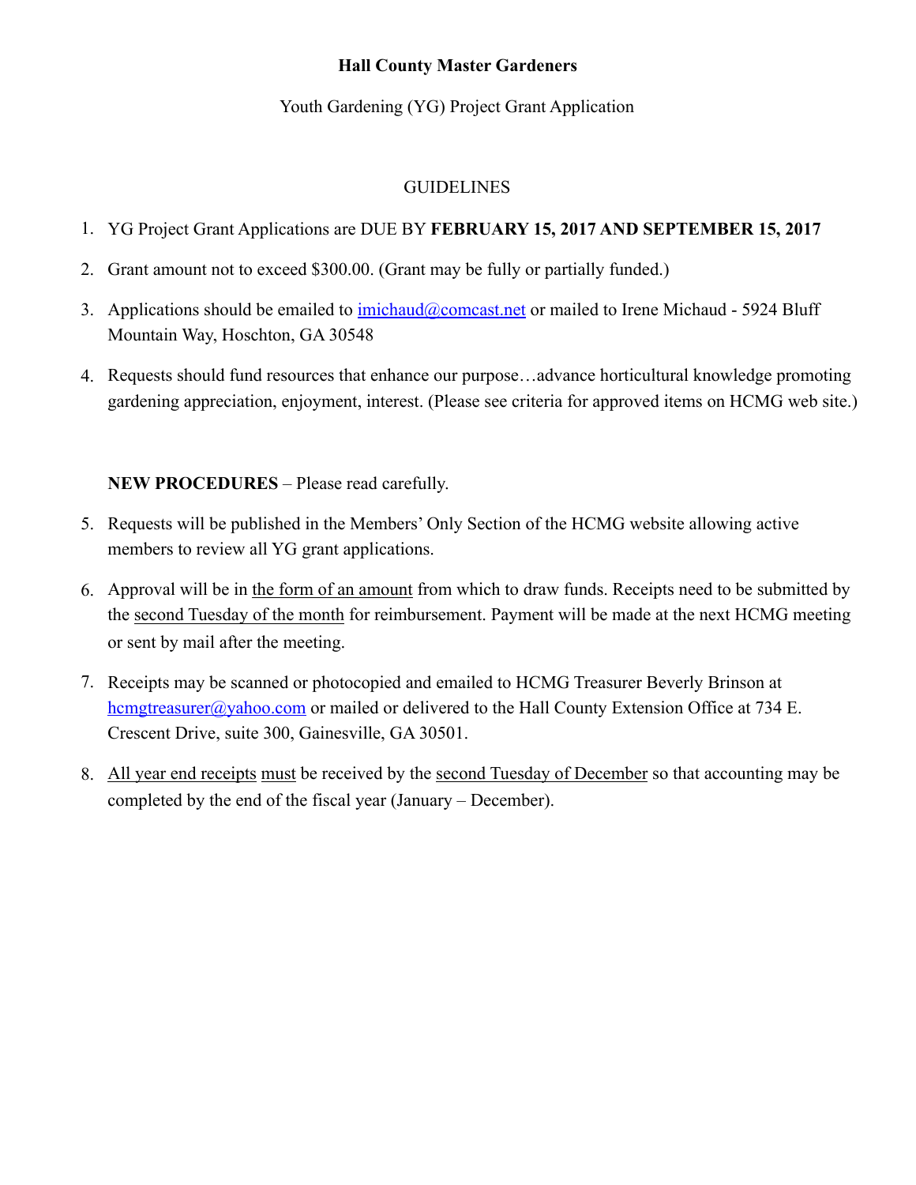**Hall County Master Gardeners**

Youth Gardening (YG) Project Grant Application

GUIDELINES

1. YG Project Grant Applications are DUE BY **FEBRUARY 15, 2017 AND SEPTEMBER 15, 2017**
2. Grant amount not to exceed $300.00. (Grant may be fully or partially funded.)
3. Applications should be emailed to imichaud@comcast.net or mailed to Irene Michaud - 5924 Bluff Mountain Way, Hoschton, GA 30548
4. Requests should fund resources that enhance our purpose…advance horticultural knowledge promoting gardening appreciation, enjoyment, interest. (Please see criteria for approved items on HCMG web site.)

**NEW PROCEDURES** – Please read carefully.

5. Requests will be published in the Members' Only Section of the HCMG website allowing active members to review all YG grant applications.
6. Approval will be in <u>the form of an amount</u> from which to draw funds. Receipts need to be submitted by the <u>second Tuesday of the month</u> for reimbursement. Payment will be made at the next HCMG meeting or sent by mail after the meeting.
7. Receipts may be scanned or photocopied and emailed to HCMG Treasurer Beverly Brinson at hcmgtreasurer@yahoo.com or mailed or delivered to the Hall County Extension Office at 734 E. Crescent Drive, suite 300, Gainesville, GA 30501.
8. <u>All year end receipts</u> <u>must</u> be received by the <u>second Tuesday of December</u> so that accounting may be completed by the end of the fiscal year (January – December).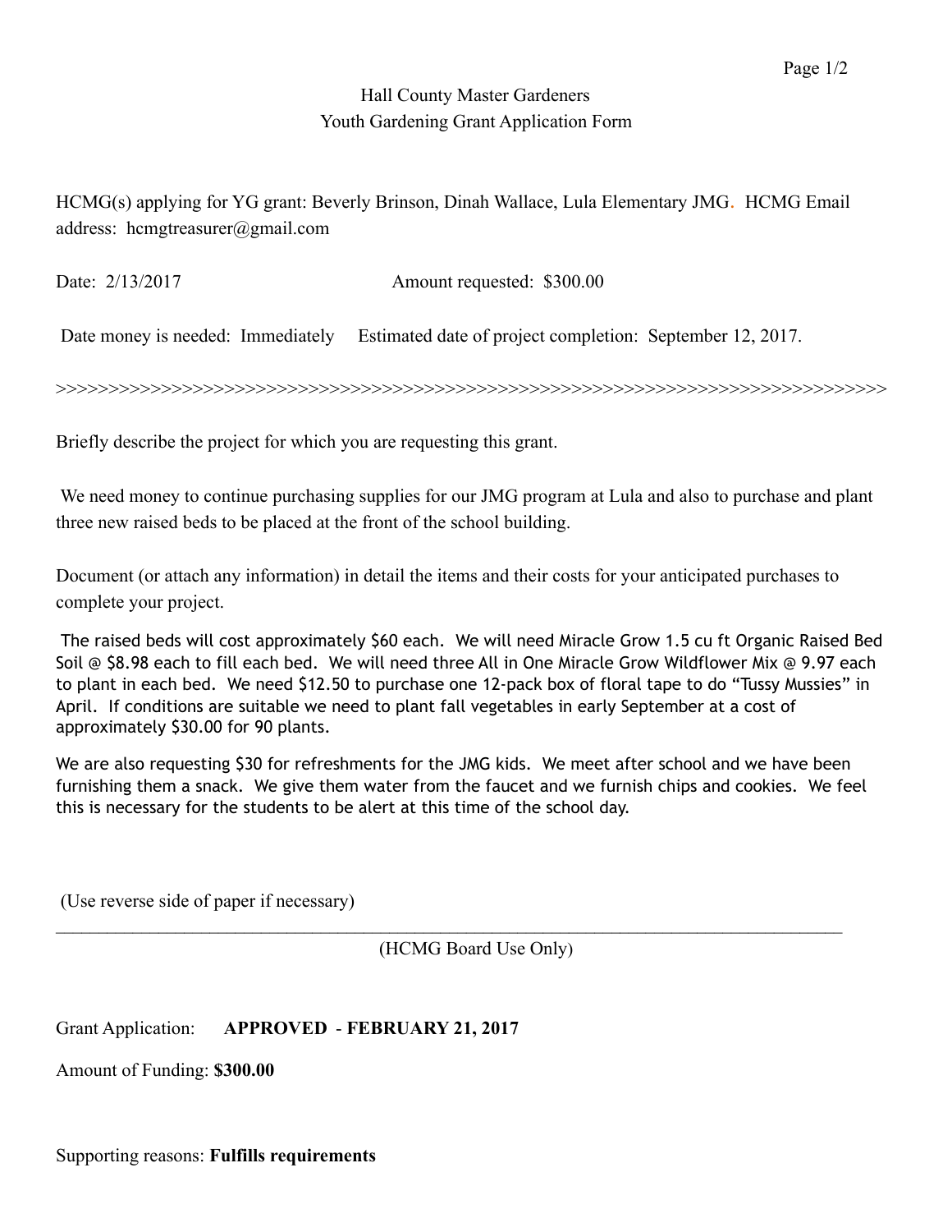Hall County Master Gardeners
Youth Gardening Grant Application Form

HCMG(s) applying for YG grant: Beverly Brinson, Dinah Wallace, Lula Elementary JMG. HCMG Email address: hcmgtreasurer@gmail.com

Date: 2/13/2017 Amount requested: $300.00

Date money is needed: Immediately Estimated date of project completion: September 12, 2017.

>>>>>>>>>>>>>>>>>>>>>>>>>>>>>>>>>>>>>>>>>>>>>>>>>>>>>>>>>>>>>>>>>>>>>>>>>>>>>>>>>

Briefly describe the project for which you are requesting this grant.

We need money to continue purchasing supplies for our JMG program at Lula and also to purchase and plant three new raised beds to be placed at the front of the school building.

Document (or attach any information) in detail the items and their costs for your anticipated purchases to complete your project.

The raised beds will cost approximately $60 each. We will need Miracle Grow 1.5 cu ft Organic Raised Bed Soil @ $8.98 each to fill each bed. We will need three All in One Miracle Grow Wildflower Mix @ 9.97 each to plant in each bed. We need $12.50 to purchase one 12-pack box of floral tape to do "Tussy Mussies" in April. If conditions are suitable we need to plant fall vegetables in early September at a cost of approximately $30.00 for 90 plants.

We are also requesting $30 for refreshments for the JMG kids. We meet after school and we have been furnishing them a snack. We give them water from the faucet and we furnish chips and cookies. We feel this is necessary for the students to be alert at this time of the school day.

(Use reverse side of paper if necessary)

---

(HCMG Board Use Only)

Grant Application: **APPROVED - FEBRUARY 21, 2017**

Amount of Funding: **$300.00**

Supporting reasons: **Fulfills requirements**